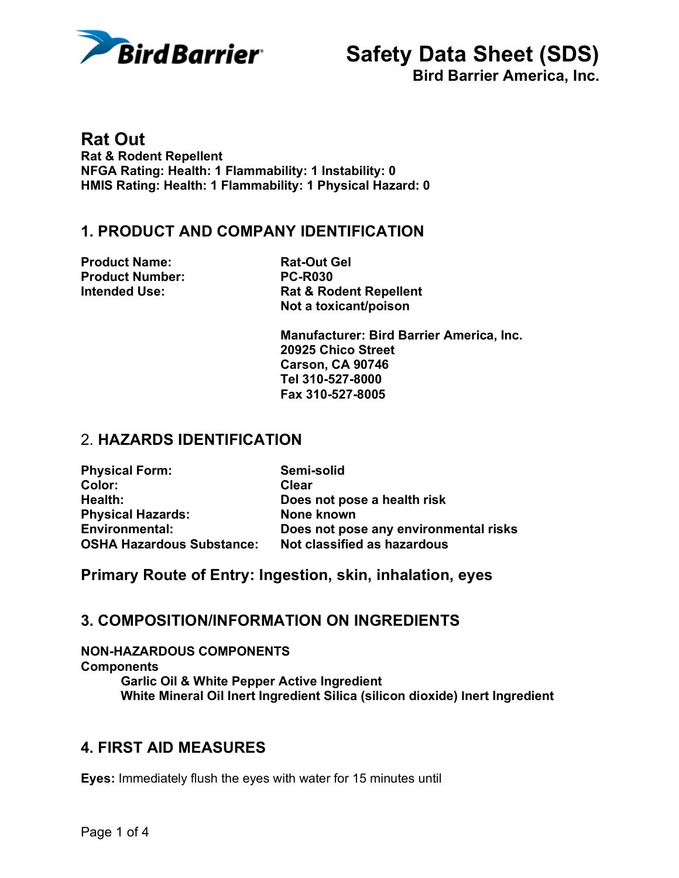Bird Barrier

# Safety Data Sheet (SDS)

**Bird Barrier America, Inc.**

## Rat Out

**Rat & Rodent Repellent**
**NFGA Rating: Health: 1 Flammability: 1 Instability: 0**
**HMIS Rating: Health: 1 Flammability: 1 Physical Hazard: 0**

## 1. PRODUCT AND COMPANY IDENTIFICATION

| | |
|---|---|
| **Product Name:** | **Rat-Out Gel** |
| **Product Number:** | **PC-R030** |
| **Intended Use:** | **Rat & Rodent Repellent**<br>**Not a toxicant/poison** |

**Manufacturer: Bird Barrier America, Inc.**
**20925 Chico Street**
**Carson, CA 90746**
**Tel 310-527-8000**
**Fax 310-527-8005**

## 2. HAZARDS IDENTIFICATION

| | |
|---|---|
| **Physical Form:** | **Semi-solid** |
| **Color:** | **Clear** |
| **Health:** | **Does not pose a health risk** |
| **Physical Hazards:** | **None known** |
| **Environmental:** | **Does not pose any environmental risks** |
| **OSHA Hazardous Substance:** | **Not classified as hazardous** |

### Primary Route of Entry: Ingestion, skin, inhalation, eyes

## 3. COMPOSITION/INFORMATION ON INGREDIENTS

**NON-HAZARDOUS COMPONENTS**
**Components**

**Garlic Oil & White Pepper Active Ingredient**
**White Mineral Oil Inert Ingredient Silica (silicon dioxide) Inert Ingredient**

## 4. FIRST AID MEASURES

**Eyes:** Immediately flush the eyes with water for 15 minutes until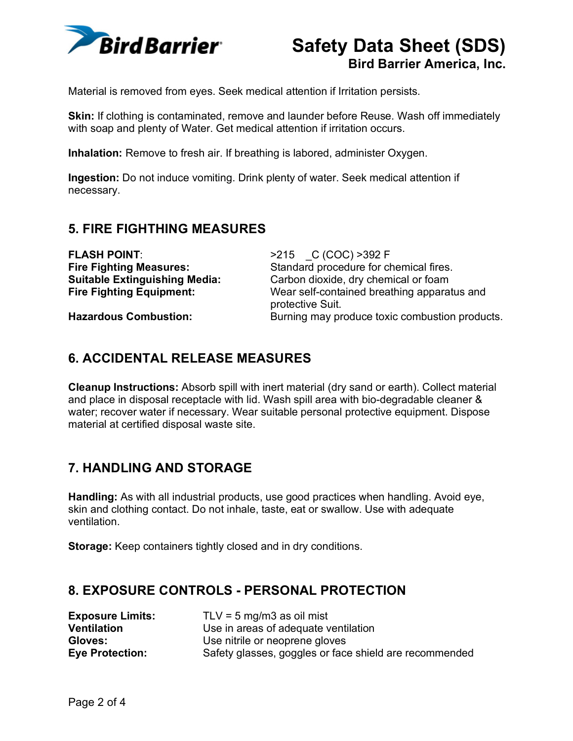Material is removed from eyes. Seek medical attention if Irritation persists.

**Skin:** If clothing is contaminated, remove and launder before Reuse. Wash off immediately with soap and plenty of Water. Get medical attention if irritation occurs.

**Inhalation:** Remove to fresh air. If breathing is labored, administer Oxygen.

**Ingestion:** Do not induce vomiting. Drink plenty of water. Seek medical attention if necessary.

## 5. FIRE FIGHTING MEASURES

**FLASH POINT**: >215 _C (COC) >392 F

**Fire Fighting Measures:** Standard procedure for chemical fires.

**Suitable Extinguishing Media:** Carbon dioxide, dry chemical or foam

**Fire Fighting Equipment:** Wear self-contained breathing apparatus and protective Suit.

**Hazardous Combustion:** Burning may produce toxic combustion products.

## 6. ACCIDENTAL RELEASE MEASURES

**Cleanup Instructions:** Absorb spill with inert material (dry sand or earth). Collect material and place in disposal receptacle with lid. Wash spill area with bio-degradable cleaner & water; recover water if necessary. Wear suitable personal protective equipment. Dispose material at certified disposal waste site.

## 7. HANDLING AND STORAGE

**Handling:** As with all industrial products, use good practices when handling. Avoid eye, skin and clothing contact. Do not inhale, taste, eat or swallow. Use with adequate ventilation.

**Storage:** Keep containers tightly closed and in dry conditions.

## 8. EXPOSURE CONTROLS - PERSONAL PROTECTION

**Exposure Limits:** TLV = 5 mg/m3 as oil mist

**Ventilation** Use in areas of adequate ventilation

**Gloves:** Use nitrile or neoprene gloves

**Eye Protection:** Safety glasses, goggles or face shield are recommended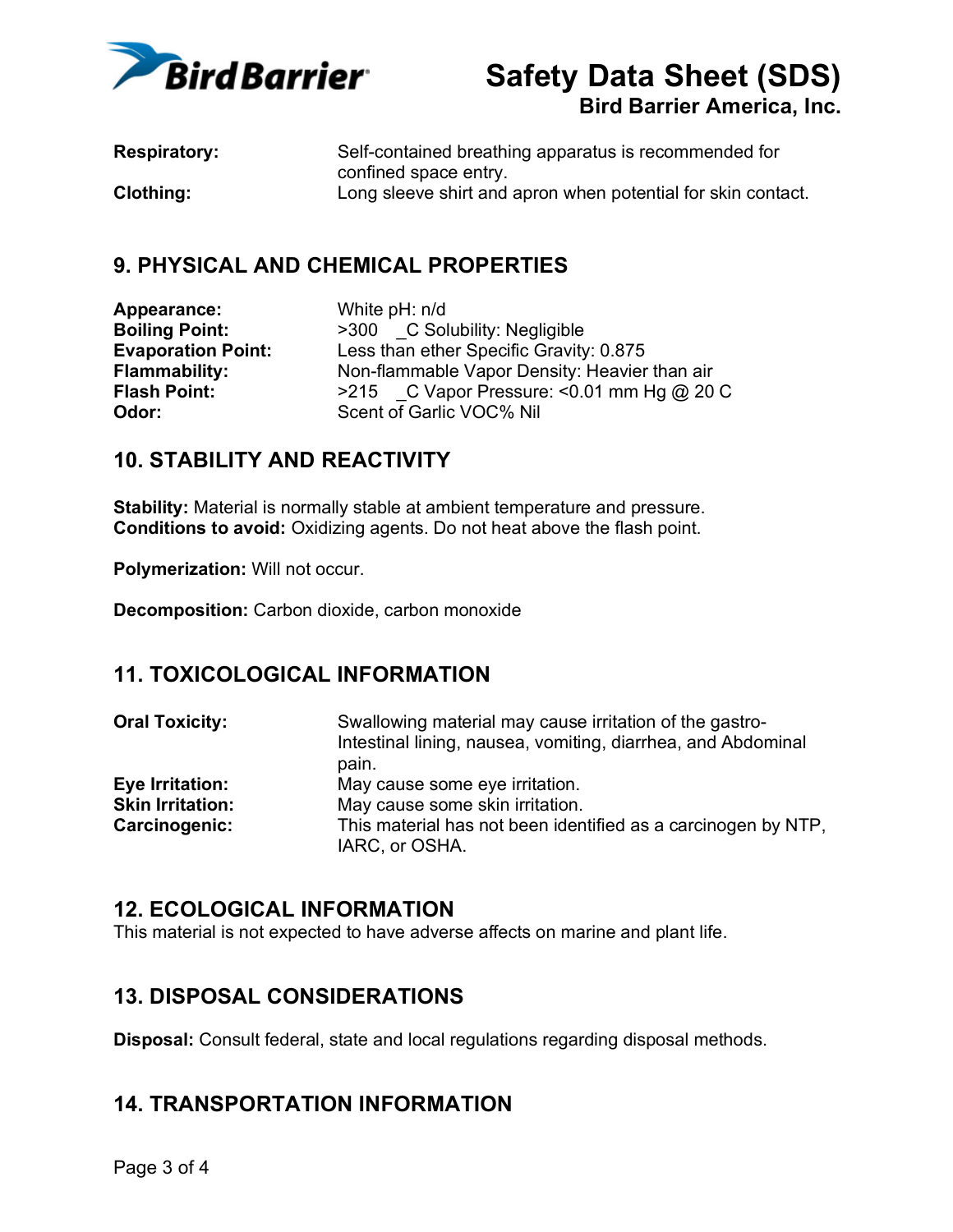| | |
|---|---|
| **Respiratory:** | Self-contained breathing apparatus is recommended for confined space entry. |
| **Clothing:** | Long sleeve shirt and apron when potential for skin contact. |

## 9. PHYSICAL AND CHEMICAL PROPERTIES

| | |
|---|---|
| **Appearance:** | White pH: n/d |
| **Boiling Point:** | >300 _C Solubility: Negligible |
| **Evaporation Point:** | Less than ether Specific Gravity: 0.875 |
| **Flammability:** | Non-flammable Vapor Density: Heavier than air |
| **Flash Point:** | >215 _C Vapor Pressure: <0.01 mm Hg @ 20 C |
| **Odor:** | Scent of Garlic VOC% Nil |

## 10. STABILITY AND REACTIVITY

**Stability:** Material is normally stable at ambient temperature and pressure.
**Conditions to avoid:** Oxidizing agents. Do not heat above the flash point.

**Polymerization:** Will not occur.

**Decomposition:** Carbon dioxide, carbon monoxide

## 11. TOXICOLOGICAL INFORMATION

| | |
|---|---|
| **Oral Toxicity:** | Swallowing material may cause irritation of the gastro-Intestinal lining, nausea, vomiting, diarrhea, and Abdominal pain. |
| **Eye Irritation:** | May cause some eye irritation. |
| **Skin Irritation:** | May cause some skin irritation. |
| **Carcinogenic:** | This material has not been identified as a carcinogen by NTP, IARC, or OSHA. |

## 12. ECOLOGICAL INFORMATION

This material is not expected to have adverse affects on marine and plant life.

## 13. DISPOSAL CONSIDERATIONS

**Disposal:** Consult federal, state and local regulations regarding disposal methods.

## 14. TRANSPORTATION INFORMATION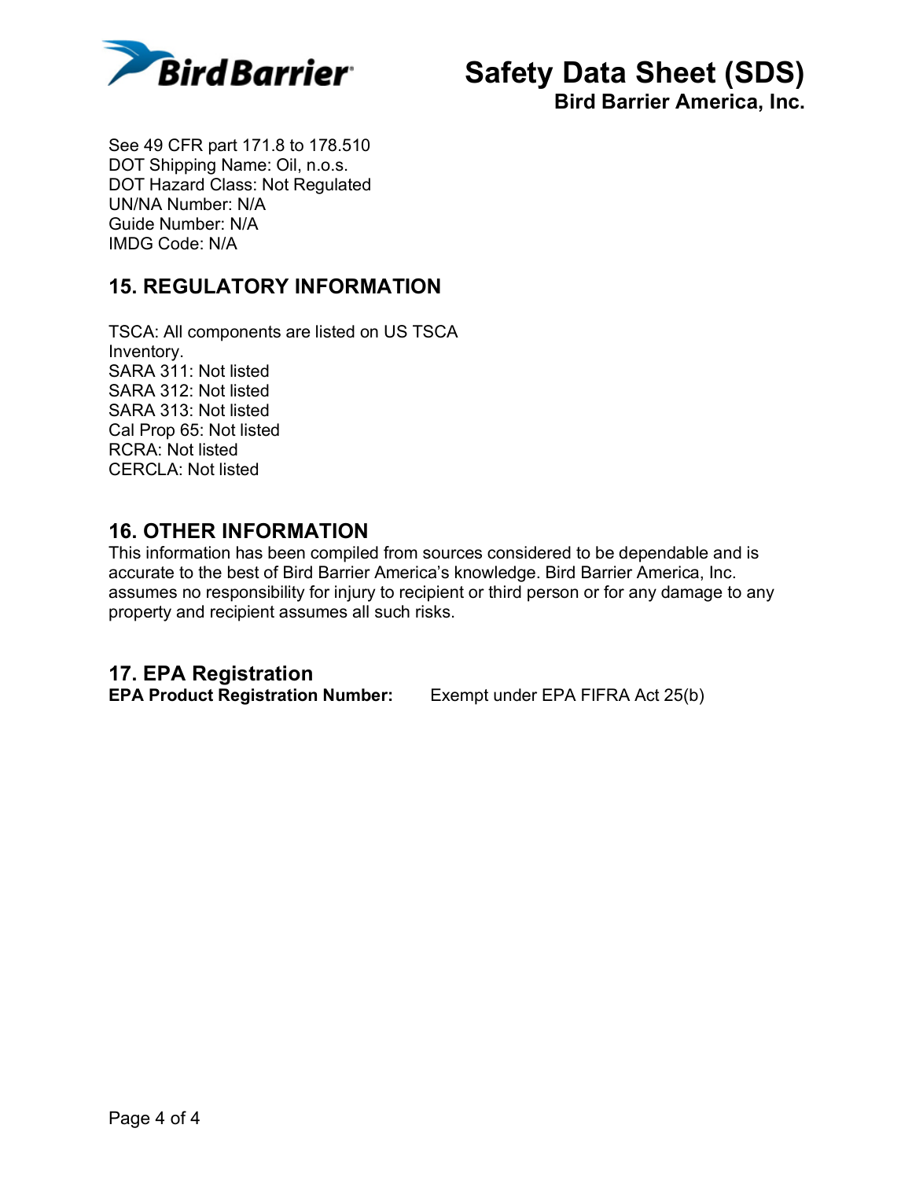See 49 CFR part 171.8 to 178.510
DOT Shipping Name: Oil, n.o.s.
DOT Hazard Class: Not Regulated
UN/NA Number: N/A
Guide Number: N/A
IMDG Code: N/A

## 15. REGULATORY INFORMATION

TSCA: All components are listed on US TSCA Inventory.
SARA 311: Not listed
SARA 312: Not listed
SARA 313: Not listed
Cal Prop 65: Not listed
RCRA: Not listed
CERCLA: Not listed

## 16. OTHER INFORMATION

This information has been compiled from sources considered to be dependable and is accurate to the best of Bird Barrier America's knowledge. Bird Barrier America, Inc. assumes no responsibility for injury to recipient or third person or for any damage to any property and recipient assumes all such risks.

## 17. EPA Registration

**EPA Product Registration Number:** Exempt under EPA FIFRA Act 25(b)